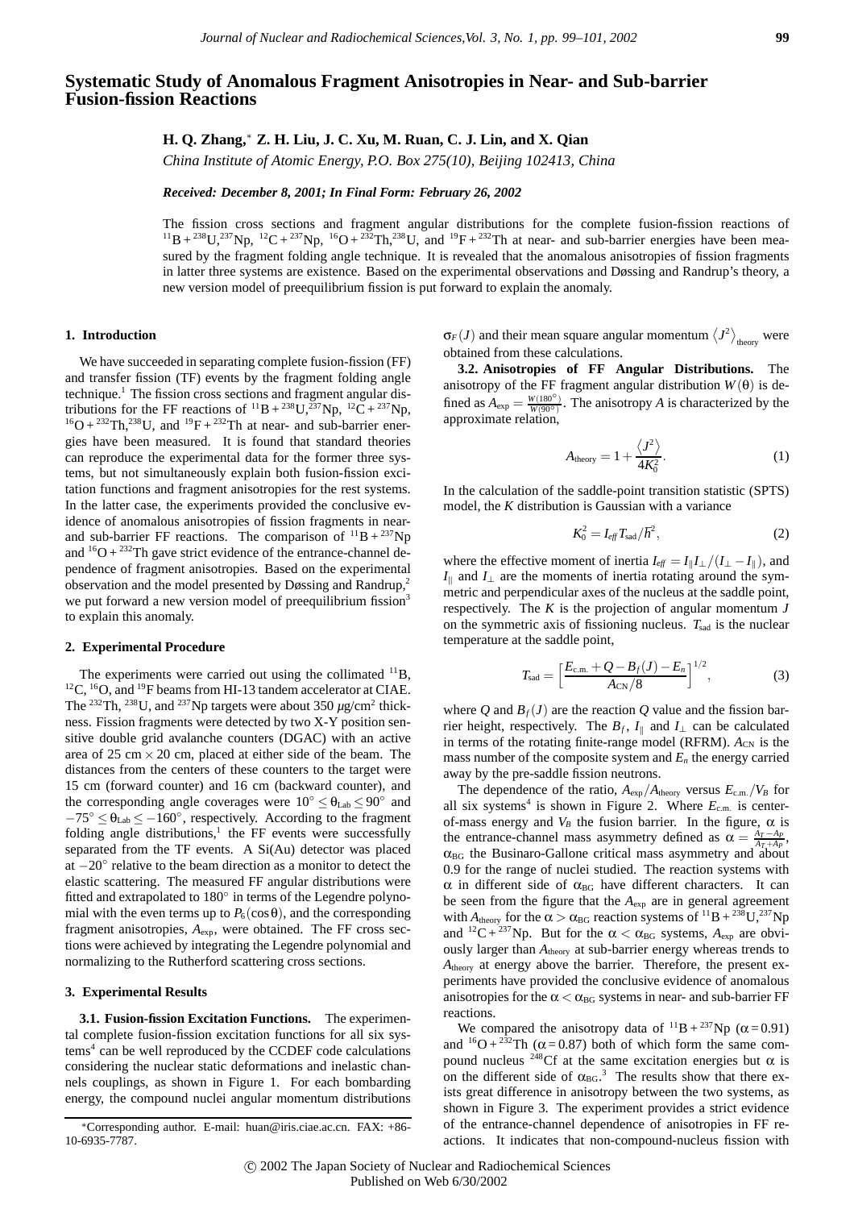# Systematic Study of Anomalous Fragment Anisotropies in Near- and Sub-barrier Fusion-fission Reactions

**H. Q. Zhang,*  Z. H. Liu, J. C. Xu, M. Ruan, C. J. Lin, and X. Qian**

*China Institute of Atomic Energy, P.O. Box 275(10), Beijing 102413, China*

***Received: December 8, 2001; In Final Form: February 26, 2002***

The fission cross sections and fragment angular distributions for the complete fusion-fission reactions of $^{11}B + ^{238}U, ^{237}Np$, $^{12}C + ^{237}Np$, $^{16}O + ^{232}Th, ^{238}U$, and $^{19}F + ^{232}Th$ at near- and sub-barrier energies have been measured by the fragment folding angle technique. It is revealed that the anomalous anisotropies of fission fragments in latter three systems are existence. Based on the experimental observations and Døssing and Randrup's theory, a new version model of preequilibrium fission is put forward to explain the anomaly.

## 1. Introduction

We have succeeded in separating complete fusion-fission (FF) and transfer fission (TF) events by the fragment folding angle technique.[1] The fission cross sections and fragment angular distributions for the FF reactions of $^{11}B + ^{238}U, ^{237}Np$, $^{12}C + ^{237}Np$, $^{16}O + ^{232}Th, ^{238}U$, and $^{19}F + ^{232}Th$ at near- and sub-barrier energies have been measured. It is found that standard theories can reproduce the experimental data for the former three systems, but not simultaneously explain both fusion-fission excitation functions and fragment anisotropies for the rest systems. In the latter case, the experiments provided the conclusive evidence of anomalous anisotropies of fission fragments in near- and sub-barrier FF reactions. The comparison of $^{11}B + ^{237}Np$ and $^{16}O + ^{232}Th$ gave strict evidence of the entrance-channel dependence of fragment anisotropies. Based on the experimental observation and the model presented by Døssing and Randrup,[2] we put forward a new version model of preequilibrium fission[3] to explain this anomaly.

## 2. Experimental Procedure

The experiments were carried out using the collimated $^{11}B$, $^{12}C$, $^{16}O$, and $^{19}F$ beams from HI-13 tandem accelerator at CIAE. The $^{232}Th$, $^{238}U$, and $^{237}Np$ targets were about 350 $\mu$g/cm$^2$ thickness. Fission fragments were detected by two X-Y position sensitive double grid avalanche counters (DGAC) with an active area of 25 cm $\times$ 20 cm, placed at either side of the beam. The distances from the centers of these counters to the target were 15 cm (forward counter) and 16 cm (backward counter), and the corresponding angle coverages were $10^\circ \leq \theta_{Lab} \leq 90^\circ$ and $-75^\circ \leq \theta_{Lab} \leq -160^\circ$, respectively. According to the fragment folding angle distributions,[1] the FF events were successfully separated from the TF events. A Si(Au) detector was placed at $-20^\circ$ relative to the beam direction as a monitor to detect the elastic scattering. The measured FF angular distributions were fitted and extrapolated to 180° in terms of the Legendre polynomial with the even terms up to $P_6(\cos\theta)$, and the corresponding fragment anisotropies, $A_{exp}$, were obtained. The FF cross sections were achieved by integrating the Legendre polynomial and normalizing to the Rutherford scattering cross sections.

## 3. Experimental Results

**3.1. Fusion-fission Excitation Functions.** The experimental complete fusion-fission excitation functions for all six systems[4] can be well reproduced by the CCDEF code calculations considering the nuclear static deformations and inelastic channels couplings, as shown in Figure 1. For each bombarding energy, the compound nuclei angular momentum distributions $\sigma_F(J)$ and their mean square angular momentum $\langle J^2 \rangle_{theory}$ were obtained from these calculations.

**3.2. Anisotropies of FF Angular Distributions.** The anisotropy of the FF fragment angular distribution $W(\theta)$ is defined as $A_{exp} = \frac{W(180^\circ)}{W(90^\circ)}$. The anisotropy $A$ is characterized by the approximate relation,

$$A_{theory} = 1 + \frac{\langle J^2 \rangle}{4K_0^2}. \tag{1}$$

In the calculation of the saddle-point transition statistic (SPTS) model, the $K$ distribution is Gaussian with a variance

$$K_0^2 = I_{eff} T_{sad} / \hbar^2, \tag{2}$$

where the effective moment of inertia $I_{eff} = I_{\parallel} I_{\perp} / (I_{\perp} - I_{\parallel})$, and $I_{\parallel}$ and $I_{\perp}$ are the moments of inertia rotating around the symmetric and perpendicular axes of the nucleus at the saddle point, respectively. The $K$ is the projection of angular momentum $J$ on the symmetric axis of fissioning nucleus. $T_{sad}$ is the nuclear temperature at the saddle point,

$$T_{sad} = \left[\frac{E_{c.m.} + Q - B_f(J) - E_n}{A_{CN}/8}\right]^{1/2}, \tag{3}$$

where $Q$ and $B_f(J)$ are the reaction $Q$ value and the fission barrier height, respectively. The $B_f$, $I_{\parallel}$ and $I_{\perp}$ can be calculated in terms of the rotating finite-range model (RFRM). $A_{CN}$ is the mass number of the composite system and $E_n$ the energy carried away by the pre-saddle fission neutrons.

The dependence of the ratio, $A_{exp}/A_{theory}$ versus $E_{c.m.}/V_B$ for all six systems[4] is shown in Figure 2. Where $E_{c.m.}$ is center-of-mass energy and $V_B$ the fusion barrier. In the figure, $\alpha$ is the entrance-channel mass asymmetry defined as $\alpha = \frac{A_T - A_P}{A_T + A_P}$, $\alpha_{BG}$ the Businaro-Gallone critical mass asymmetry and about 0.9 for the range of nuclei studied. The reaction systems with $\alpha$ in different side of $\alpha_{BG}$ have different characters. It can be seen from the figure that the $A_{exp}$ are in general agreement with $A_{theory}$ for the $\alpha > \alpha_{BG}$ reaction systems of $^{11}B + ^{238}U, ^{237}Np$ and $^{12}C + ^{237}Np$. But for the $\alpha < \alpha_{BG}$ systems, $A_{exp}$ are obviously larger than $A_{theory}$ at sub-barrier energy whereas trends to $A_{theory}$ at energy above the barrier. Therefore, the present experiments have provided the conclusive evidence of anomalous anisotropies for the $\alpha < \alpha_{BG}$ systems in near- and sub-barrier FF reactions.

We compared the anisotropy data of $^{11}B + ^{237}Np$ ($\alpha = 0.91$) and $^{16}O + ^{232}Th$ ($\alpha = 0.87$) both of which form the same compound nucleus $^{248}Cf$ at the same excitation energies but $\alpha$ is on the different side of $\alpha_{BG}$.[3] The results show that there exists great difference in anisotropy between the two systems, as shown in Figure 3. The experiment provides a strict evidence of the entrance-channel dependence of anisotropies in FF reactions. It indicates that non-compound-nucleus fission with

*Corresponding author. E-mail: huan@iris.ciae.ac.cn. FAX: +86-10-6935-7787.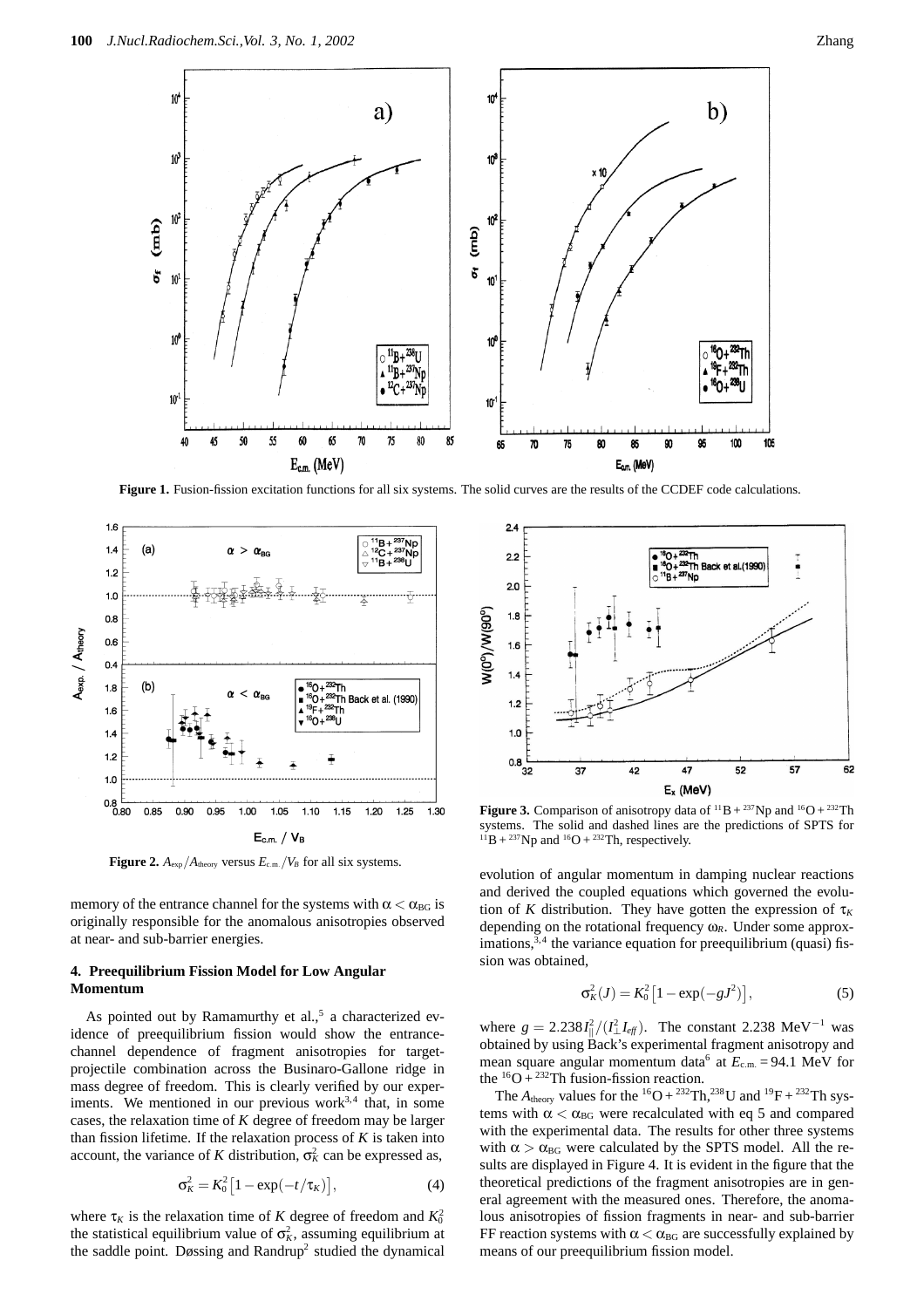**Figure 1.** Fusion-fission excitation functions for all six systems. The solid curves are the results of the CCDEF code calculations.

**Figure 2.** $A_{exp}/A_{theory}$ versus $E_{c.m.}/V_B$ for all six systems.

**Figure 3.** Comparison of anisotropy data of $^{11}B + ^{237}Np$ and $^{16}O + ^{232}Th$ systems. The solid and dashed lines are the predictions of SPTS for $^{11}B + ^{237}Np$ and $^{16}O + ^{232}Th$, respectively.

memory of the entrance channel for the systems with $\alpha < \alpha_{BG}$ is originally responsible for the anomalous anisotropies observed at near- and sub-barrier energies.

### 4. Preequilibrium Fission Model for Low Angular Momentum

As pointed out by Ramamurthy et al.,[5] a characterized evidence of preequilibrium fission would show the entrance-channel dependence of fragment anisotropies for target-projectile combination across the Businaro-Gallone ridge in mass degree of freedom. This is clearly verified by our experiments. We mentioned in our previous work[3,4] that, in some cases, the relaxation time of $K$ degree of freedom may be larger than fission lifetime. If the relaxation process of $K$ is taken into account, the variance of $K$ distribution, $\sigma_K^2$ can be expressed as,

$$\sigma_K^2 = K_0^2\left[1 - \exp(-t/\tau_K)\right], \tag{4}$$

where $\tau_K$ is the relaxation time of $K$ degree of freedom and $K_0^2$ the statistical equilibrium value of $\sigma_K^2$, assuming equilibrium at the saddle point. Døssing and Randrup[2] studied the dynamical evolution of angular momentum in damping nuclear reactions and derived the coupled equations which governed the evolution of $K$ distribution. They have gotten the expression of $\tau_K$ depending on the rotational frequency $\omega_R$. Under some approximations,[3,4] the variance equation for preequilibrium (quasi) fission was obtained,

$$\sigma_K^2(J) = K_0^2\left[1 - \exp(-gJ^2)\right], \tag{5}$$

where $g = 2.238 I_{\parallel}^2/(I_{\perp}^2 I_{eff})$. The constant 2.238 $\mathrm{MeV}^{-1}$ was obtained by using Back's experimental fragment anisotropy and mean square angular momentum data[6] at $E_{c.m.} = 94.1$ MeV for the $^{16}O + ^{232}Th$ fusion-fission reaction.

The $A_{theory}$ values for the $^{16}O + ^{232}Th$,$^{238}U$ and $^{19}F + ^{232}Th$ systems with $\alpha < \alpha_{BG}$ were recalculated with eq 5 and compared with the experimental data. The results for other three systems with $\alpha > \alpha_{BG}$ were calculated by the SPTS model. All the results are displayed in Figure 4. It is evident in the figure that the theoretical predictions of the fragment anisotropies are in general agreement with the measured ones. Therefore, the anomalous anisotropies of fission fragments in near- and sub-barrier FF reaction systems with $\alpha < \alpha_{BG}$ are successfully explained by means of our preequilibrium fission model.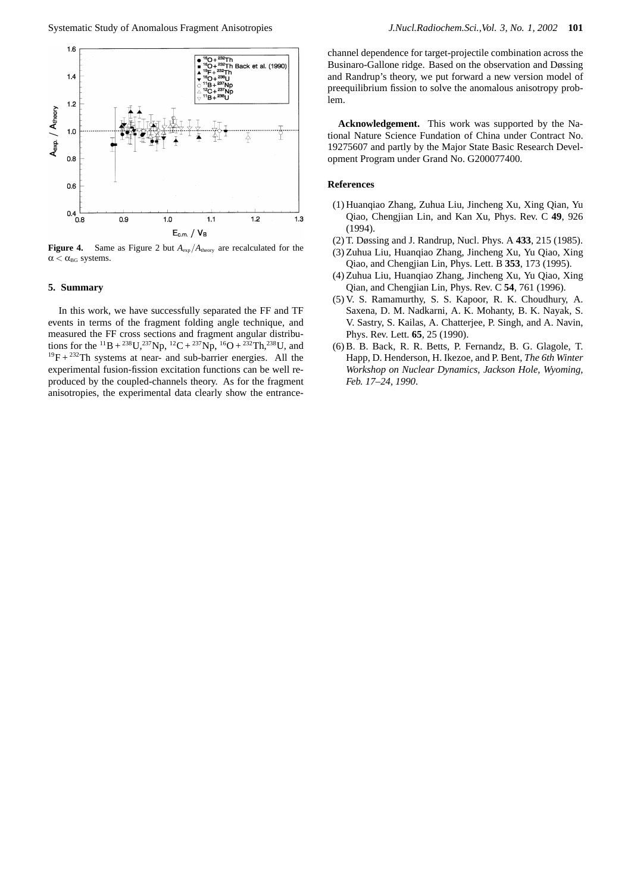1.6

1.4

1.2

1.0

0.8

0.6

0.4

0.8 0.9 1.0 1.1 1.2 1.3

$A_{exp.} / A_{theory}$

$E_{c.m.} / V_B$

● $^{16}O + ^{232}Th$
■ $^{16}O + ^{232}Th$ Back et al. (1990)
▲ $^{19}F + ^{232}Th$
▼ $^{16}O + ^{238}U$
○ $^{11}B + ^{237}Np$
△ $^{12}C + ^{237}Np$
▽ $^{11}B + ^{238}U$

**Figure 4.** Same as Figure 2 but $A_{exp}/A_{theory}$ are recalculated for the $\alpha < \alpha_{BG}$ systems.

## 5. Summary

In this work, we have successfully separated the FF and TF events in terms of the fragment folding angle technique, and measured the FF cross sections and fragment angular distributions for the $^{11}B + ^{238}U$, $^{237}Np$, $^{12}C + ^{237}Np$, $^{16}O + ^{232}Th$, $^{238}U$, and $^{19}F + ^{232}Th$ systems at near- and sub-barrier energies. All the experimental fusion-fission excitation functions can be well reproduced by the coupled-channels theory. As for the fragment anisotropies, the experimental data clearly show the entrance-channel dependence for target-projectile combination across the Businaro-Gallone ridge. Based on the observation and Døssing and Randrup's theory, we put forward a new version model of preequilibrium fission to solve the anomalous anisotropy problem.

**Acknowledgement.** This work was supported by the National Nature Science Fundation of China under Contract No. 19275607 and partly by the Major State Basic Research Development Program under Grand No. G200077400.

## References

(1) Huanqiao Zhang, Zuhua Liu, Jincheng Xu, Xing Qian, Yu Qiao, Chengjian Lin, and Kan Xu, Phys. Rev. C **49**, 926 (1994).

(2) T. Døssing and J. Randrup, Nucl. Phys. A **433**, 215 (1985).

(3) Zuhua Liu, Huanqiao Zhang, Jincheng Xu, Yu Qiao, Xing Qiao, and Chengjian Lin, Phys. Lett. B **353**, 173 (1995).

(4) Zuhua Liu, Huanqiao Zhang, Jincheng Xu, Yu Qiao, Xing Qian, and Chengjian Lin, Phys. Rev. C **54**, 761 (1996).

(5) V. S. Ramamurthy, S. S. Kapoor, R. K. Choudhury, A. Saxena, D. M. Nadkarni, A. K. Mohanty, B. K. Nayak, S. V. Sastry, S. Kailas, A. Chatterjee, P. Singh, and A. Navin, Phys. Rev. Lett. **65**, 25 (1990).

(6) B. B. Back, R. R. Betts, P. Fernandz, B. G. Glagole, T. Happ, D. Henderson, H. Ikezoe, and P. Bent, *The 6th Winter Workshop on Nuclear Dynamics, Jackson Hole, Wyoming, Feb. 17–24, 1990*.